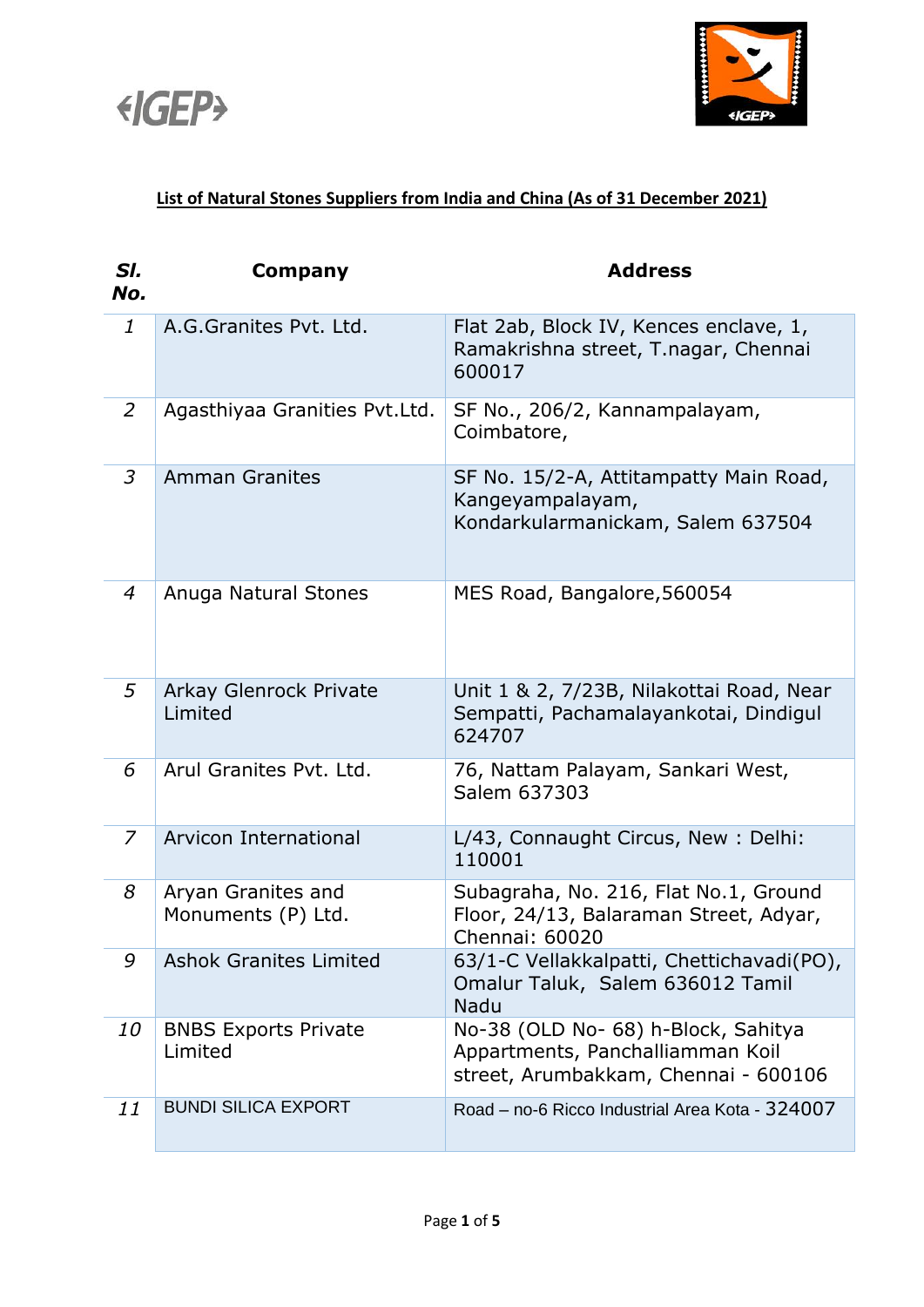**List of Natural Stones Suppliers from India and China (As of 31 December 2021)**

| Sl. No. | Company | Address |
|---|---|---|
| 1 | A.G.Granites Pvt. Ltd. | Flat 2ab, Block IV, Kences enclave, 1, Ramakrishna street, T.nagar, Chennai 600017 |
| 2 | Agasthiyaa Granities Pvt.Ltd. | SF No., 206/2, Kannampalayam, Coimbatore, |
| 3 | Amman Granites | SF No. 15/2-A, Attitampatty Main Road, Kangeyampalayam, Kondarkularmanickam, Salem 637504 |
| 4 | Anuga Natural Stones | MES Road, Bangalore,560054 |
| 5 | Arkay Glenrock Private Limited | Unit 1 & 2, 7/23B, Nilakottai Road, Near Sempatti, Pachamalayankotai, Dindigul 624707 |
| 6 | Arul Granites Pvt. Ltd. | 76, Nattam Palayam, Sankari West, Salem 637303 |
| 7 | Arvicon International | L/43, Connaught Circus, New : Delhi: 110001 |
| 8 | Aryan Granites and Monuments (P) Ltd. | Subagraha, No. 216, Flat No.1, Ground Floor, 24/13, Balaraman Street, Adyar, Chennai: 60020 |
| 9 | Ashok Granites Limited | 63/1-C Vellakkalpatti, Chettichavadi(PO), Omalur Taluk, Salem 636012 Tamil Nadu |
| 10 | BNBS Exports Private Limited | No-38 (OLD No- 68) h-Block, Sahitya Appartments, Panchalliamman Koil street, Arumbakkam, Chennai - 600106 |
| 11 | BUNDI SILICA EXPORT | Road – no-6 Ricco Industrial Area Kota - 324007 |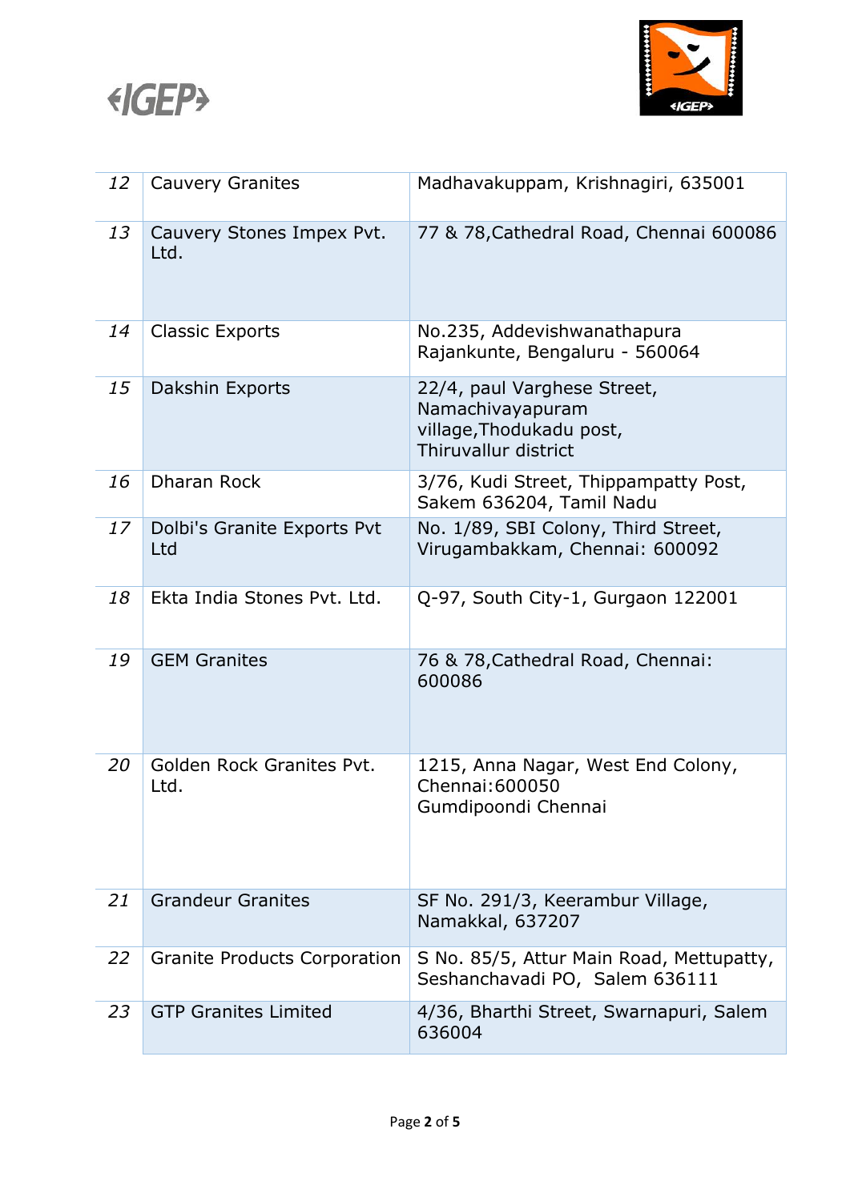| | | |
|---|---|---|
| *12* | Cauvery Granites | Madhavakuppam, Krishnagiri, 635001 |
| *13* | Cauvery Stones Impex Pvt. Ltd. | 77 & 78,Cathedral Road, Chennai 600086 |
| *14* | Classic Exports | No.235, Addevishwanathapura Rajankunte, Bengaluru - 560064 |
| *15* | Dakshin Exports | 22/4, paul Varghese Street, Namachivayapuram village,Thodukadu post, Thiruvallur district |
| *16* | Dharan Rock | 3/76, Kudi Street, Thippampatty Post, Sakem 636204, Tamil Nadu |
| *17* | Dolbi's Granite Exports Pvt Ltd | No. 1/89, SBI Colony, Third Street, Virugambakkam, Chennai: 600092 |
| *18* | Ekta India Stones Pvt. Ltd. | Q-97, South City-1, Gurgaon 122001 |
| *19* | GEM Granites | 76 & 78,Cathedral Road, Chennai: 600086 |
| *20* | Golden Rock Granites Pvt. Ltd. | 1215, Anna Nagar, West End Colony, Chennai:600050 Gumdipoondi Chennai |
| *21* | Grandeur Granites | SF No. 291/3, Keerambur Village, Namakkal, 637207 |
| *22* | Granite Products Corporation | S No. 85/5, Attur Main Road, Mettupatty, Seshanchavadi PO, Salem 636111 |
| *23* | GTP Granites Limited | 4/36, Bharthi Street, Swarnapuri, Salem 636004 |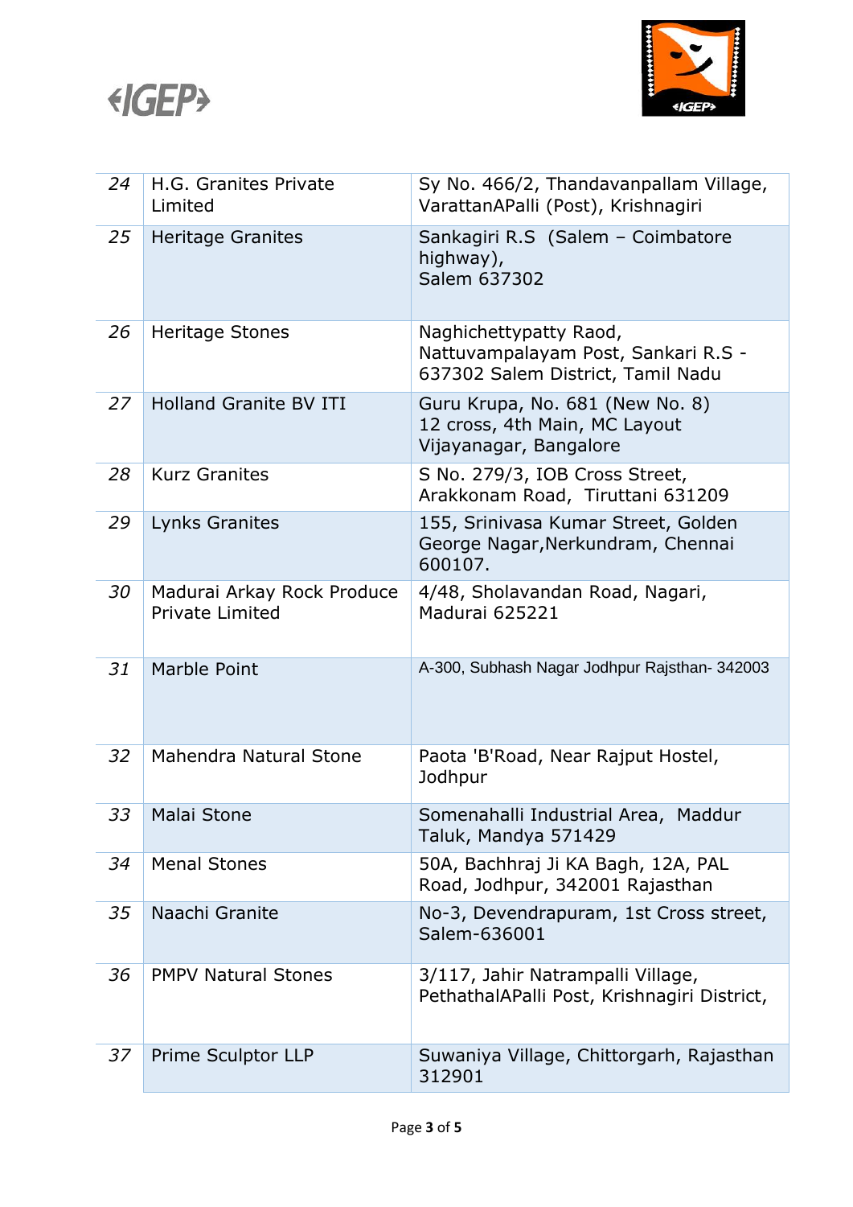| 24 | H.G. Granites Private Limited | Sy No. 466/2, Thandavanpallam Village, VarattanAPalli (Post), Krishnagiri |
|---|---|---|
| 25 | Heritage Granites | Sankagiri R.S (Salem – Coimbatore highway), Salem 637302 |
| 26 | Heritage Stones | Naghichettypatty Raod, Nattuvampalayam Post, Sankari R.S - 637302 Salem District, Tamil Nadu |
| 27 | Holland Granite BV ITI | Guru Krupa, No. 681 (New No. 8) 12 cross, 4th Main, MC Layout Vijayanagar, Bangalore |
| 28 | Kurz Granites | S No. 279/3, IOB Cross Street, Arakkonam Road, Tiruttani 631209 |
| 29 | Lynks Granites | 155, Srinivasa Kumar Street, Golden George Nagar,Nerkundram, Chennai 600107. |
| 30 | Madurai Arkay Rock Produce Private Limited | 4/48, Sholavandan Road, Nagari, Madurai 625221 |
| 31 | Marble Point | A-300, Subhash Nagar Jodhpur Rajsthan- 342003 |
| 32 | Mahendra Natural Stone | Paota 'B'Road, Near Rajput Hostel, Jodhpur |
| 33 | Malai Stone | Somenahalli Industrial Area, Maddur Taluk, Mandya 571429 |
| 34 | Menal Stones | 50A, Bachhraj Ji KA Bagh, 12A, PAL Road, Jodhpur, 342001 Rajasthan |
| 35 | Naachi Granite | No-3, Devendrapuram, 1st Cross street, Salem-636001 |
| 36 | PMPV Natural Stones | 3/117, Jahir Natrampalli Village, PethathalAPalli Post, Krishnagiri District, |
| 37 | Prime Sculptor LLP | Suwaniya Village, Chittorgarh, Rajasthan 312901 |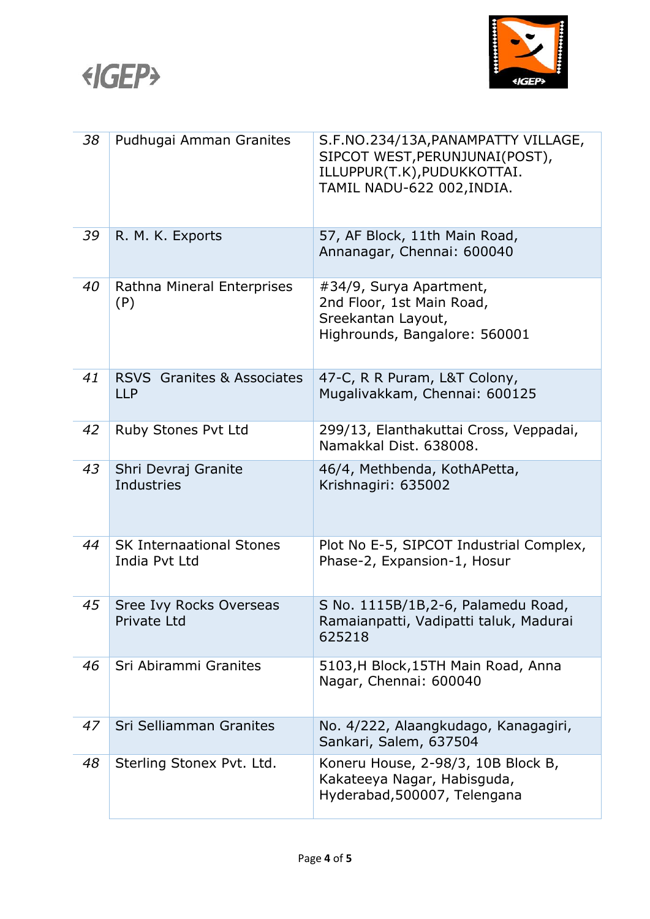| 38 | Pudhugai Amman Granites | S.F.NO.234/13A,PANAMPATTY VILLAGE, SIPCOT WEST,PERUNJUNAI(POST), ILLUPPUR(T.K),PUDUKKOTTAI. TAMIL NADU-622 002,INDIA. |
|---|---|---|
| 39 | R. M. K. Exports | 57, AF Block, 11th Main Road, Annanagar, Chennai: 600040 |
| 40 | Rathna Mineral Enterprises (P) | #34/9, Surya Apartment, 2nd Floor, 1st Main Road, Sreekantan Layout, Highrounds, Bangalore: 560001 |
| 41 | RSVS Granites & Associates LLP | 47-C, R R Puram, L&T Colony, Mugalivakkam, Chennai: 600125 |
| 42 | Ruby Stones Pvt Ltd | 299/13, Elanthakuttai Cross, Veppadai, Namakkal Dist. 638008. |
| 43 | Shri Devraj Granite Industries | 46/4, Methbenda, KothAPetta, Krishnagiri: 635002 |
| 44 | SK Internaational Stones India Pvt Ltd | Plot No E-5, SIPCOT Industrial Complex, Phase-2, Expansion-1, Hosur |
| 45 | Sree Ivy Rocks Overseas Private Ltd | S No. 1115B/1B,2-6, Palamedu Road, Ramaianpatti, Vadipatti taluk, Madurai 625218 |
| 46 | Sri Abirammi Granites | 5103,H Block,15TH Main Road, Anna Nagar, Chennai: 600040 |
| 47 | Sri Selliamman Granites | No. 4/222, Alaangkudago, Kanagagiri, Sankari, Salem, 637504 |
| 48 | Sterling Stonex Pvt. Ltd. | Koneru House, 2-98/3, 10B Block B, Kakateeya Nagar, Habisguda, Hyderabad,500007, Telengana |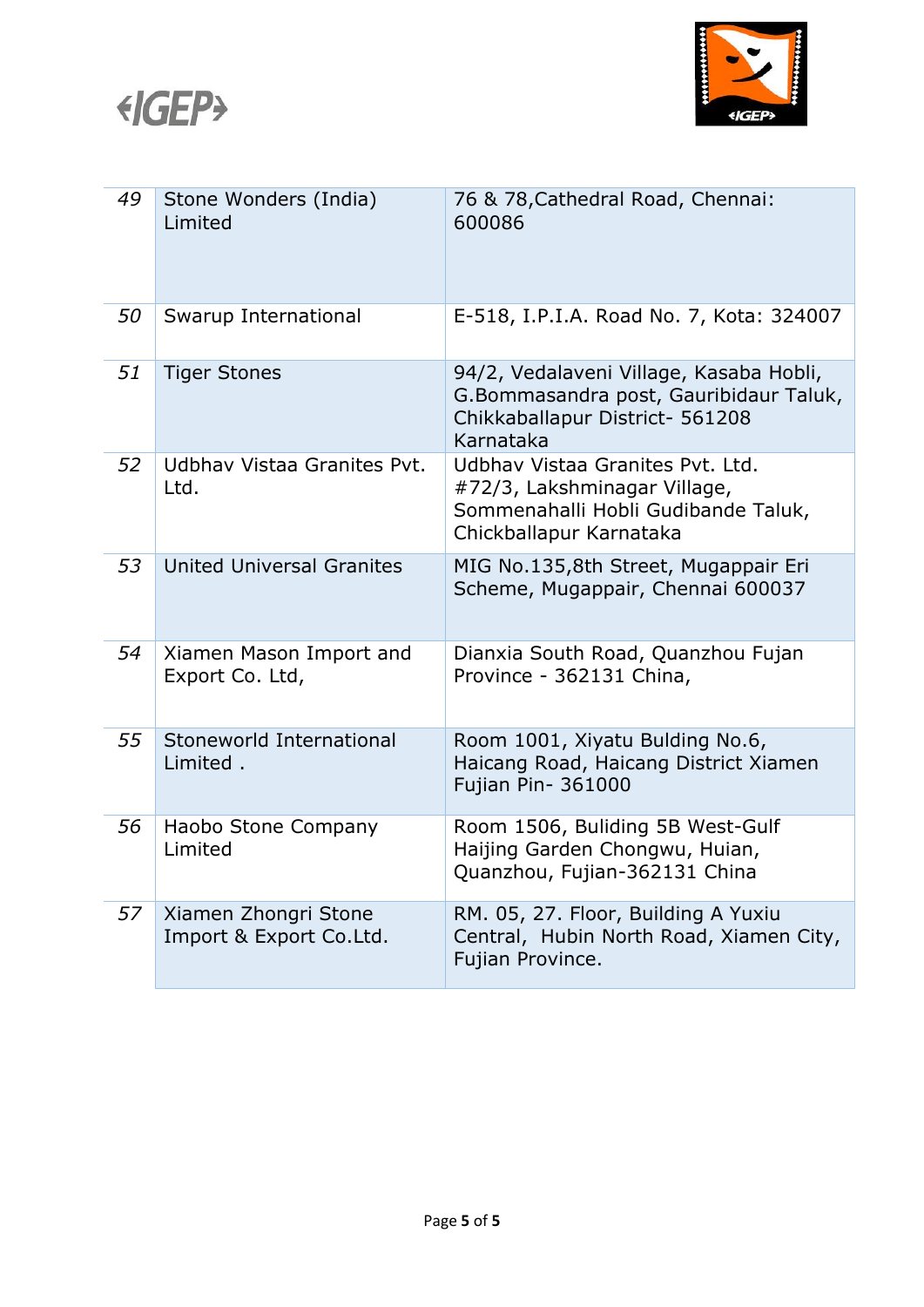| | | |
|---|---|---|
| 49 | Stone Wonders (India) Limited | 76 & 78,Cathedral Road, Chennai: 600086 |
| 50 | Swarup International | E-518, I.P.I.A. Road No. 7, Kota: 324007 |
| 51 | Tiger Stones | 94/2, Vedalaveni Village, Kasaba Hobli, G.Bommasandra post, Gauribidaur Taluk, Chikkaballapur District- 561208 Karnataka |
| 52 | Udbhav Vistaa Granites Pvt. Ltd. | Udbhav Vistaa Granites Pvt. Ltd. #72/3, Lakshminagar Village, Sommenahalli Hobli Gudibande Taluk, Chickballapur Karnataka |
| 53 | United Universal Granites | MIG No.135,8th Street, Mugappair Eri Scheme, Mugappair, Chennai 600037 |
| 54 | Xiamen Mason Import and Export Co. Ltd, | Dianxia South Road, Quanzhou Fujan Province - 362131 China, |
| 55 | Stoneworld International Limited . | Room 1001, Xiyatu Bulding No.6, Haicang Road, Haicang District Xiamen Fujian Pin- 361000 |
| 56 | Haobo Stone Company Limited | Room 1506, Buliding 5B West-Gulf Haijing Garden Chongwu, Huian, Quanzhou, Fujian-362131 China |
| 57 | Xiamen Zhongri Stone Import & Export Co.Ltd. | RM. 05, 27. Floor, Building A Yuxiu Central, Hubin North Road, Xiamen City, Fujian Province. |